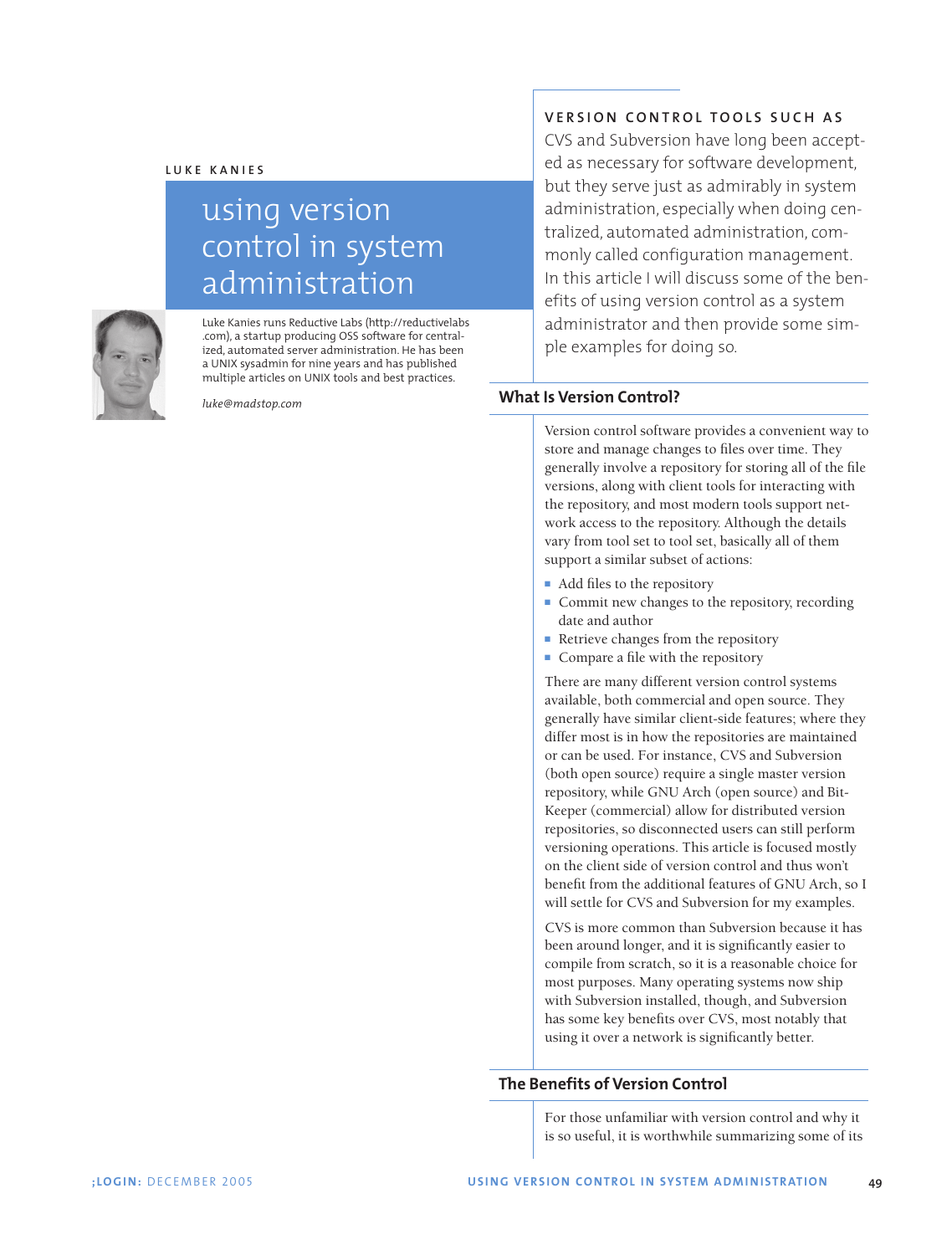LUKE KANIES

# using version control in system administration

Luke Kanies runs Reductive Labs (http://reductivelabs.com), a startup producing OSS software for centralized, automated server administration. He has been a UNIX sysadmin for nine years and has published multiple articles on UNIX tools and best practices.

*luke@madstop.com*

VERSION CONTROL TOOLS SUCH AS CVS and Subversion have long been accepted as necessary for software development, but they serve just as admirably in system administration, especially when doing centralized, automated administration, commonly called configuration management. In this article I will discuss some of the benefits of using version control as a system administrator and then provide some simple examples for doing so.

## What Is Version Control?

Version control software provides a convenient way to store and manage changes to files over time. They generally involve a repository for storing all of the file versions, along with client tools for interacting with the repository, and most modern tools support network access to the repository. Although the details vary from tool set to tool set, basically all of them support a similar subset of actions:

- Add files to the repository
- Commit new changes to the repository, recording date and author
- Retrieve changes from the repository
- Compare a file with the repository

There are many different version control systems available, both commercial and open source. They generally have similar client-side features; where they differ most is in how the repositories are maintained or can be used. For instance, CVS and Subversion (both open source) require a single master version repository, while GNU Arch (open source) and BitKeeper (commercial) allow for distributed version repositories, so disconnected users can still perform versioning operations. This article is focused mostly on the client side of version control and thus won't benefit from the additional features of GNU Arch, so I will settle for CVS and Subversion for my examples.

CVS is more common than Subversion because it has been around longer, and it is significantly easier to compile from scratch, so it is a reasonable choice for most purposes. Many operating systems now ship with Subversion installed, though, and Subversion has some key benefits over CVS, most notably that using it over a network is significantly better.

## The Benefits of Version Control

For those unfamiliar with version control and why it is so useful, it is worthwhile summarizing some of its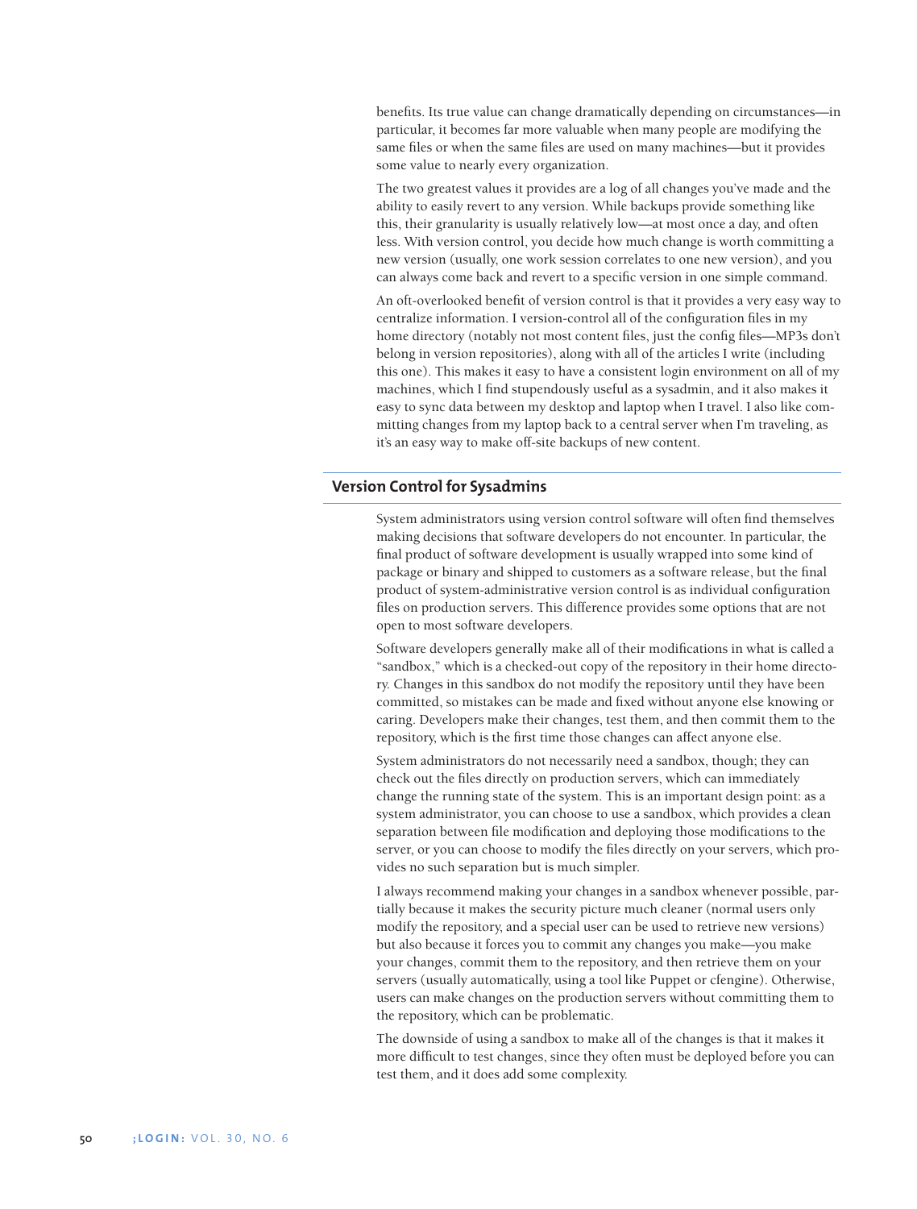benefits. Its true value can change dramatically depending on circumstances—in particular, it becomes far more valuable when many people are modifying the same files or when the same files are used on many machines—but it provides some value to nearly every organization.

The two greatest values it provides are a log of all changes you've made and the ability to easily revert to any version. While backups provide something like this, their granularity is usually relatively low—at most once a day, and often less. With version control, you decide how much change is worth committing a new version (usually, one work session correlates to one new version), and you can always come back and revert to a specific version in one simple command.

An oft-overlooked benefit of version control is that it provides a very easy way to centralize information. I version-control all of the configuration files in my home directory (notably not most content files, just the config files—MP3s don't belong in version repositories), along with all of the articles I write (including this one). This makes it easy to have a consistent login environment on all of my machines, which I find stupendously useful as a sysadmin, and it also makes it easy to sync data between my desktop and laptop when I travel. I also like committing changes from my laptop back to a central server when I'm traveling, as it's an easy way to make off-site backups of new content.

## Version Control for Sysadmins

System administrators using version control software will often find themselves making decisions that software developers do not encounter. In particular, the final product of software development is usually wrapped into some kind of package or binary and shipped to customers as a software release, but the final product of system-administrative version control is as individual configuration files on production servers. This difference provides some options that are not open to most software developers.

Software developers generally make all of their modifications in what is called a "sandbox," which is a checked-out copy of the repository in their home directory. Changes in this sandbox do not modify the repository until they have been committed, so mistakes can be made and fixed without anyone else knowing or caring. Developers make their changes, test them, and then commit them to the repository, which is the first time those changes can affect anyone else.

System administrators do not necessarily need a sandbox, though; they can check out the files directly on production servers, which can immediately change the running state of the system. This is an important design point: as a system administrator, you can choose to use a sandbox, which provides a clean separation between file modification and deploying those modifications to the server, or you can choose to modify the files directly on your servers, which provides no such separation but is much simpler.

I always recommend making your changes in a sandbox whenever possible, partially because it makes the security picture much cleaner (normal users only modify the repository, and a special user can be used to retrieve new versions) but also because it forces you to commit any changes you make—you make your changes, commit them to the repository, and then retrieve them on your servers (usually automatically, using a tool like Puppet or cfengine). Otherwise, users can make changes on the production servers without committing them to the repository, which can be problematic.

The downside of using a sandbox to make all of the changes is that it makes it more difficult to test changes, since they often must be deployed before you can test them, and it does add some complexity.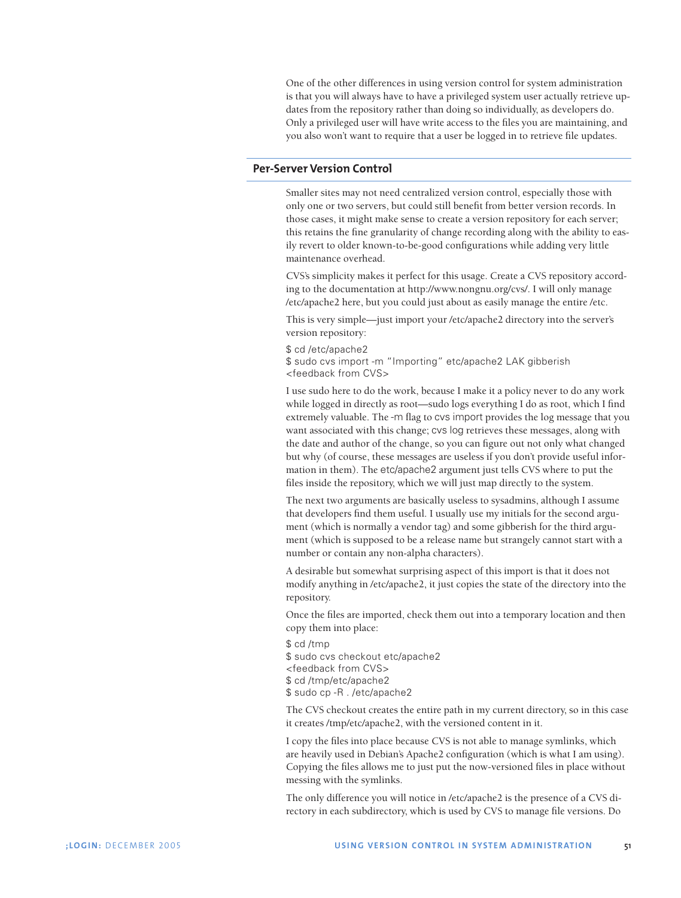One of the other differences in using version control for system administration is that you will always have to have a privileged system user actually retrieve updates from the repository rather than doing so individually, as developers do. Only a privileged user will have write access to the files you are maintaining, and you also won't want to require that a user be logged in to retrieve file updates.

## Per-Server Version Control

Smaller sites may not need centralized version control, especially those with only one or two servers, but could still benefit from better version records. In those cases, it might make sense to create a version repository for each server; this retains the fine granularity of change recording along with the ability to easily revert to older known-to-be-good configurations while adding very little maintenance overhead.

CVS's simplicity makes it perfect for this usage. Create a CVS repository according to the documentation at http://www.nongnu.org/cvs/. I will only manage /etc/apache2 here, but you could just about as easily manage the entire /etc.

This is very simple—just import your /etc/apache2 directory into the server's version repository:

```
$ cd /etc/apache2
$ sudo cvs import -m "Importing" etc/apache2 LAK gibberish
<feedback from CVS>
```

I use sudo here to do the work, because I make it a policy never to do any work while logged in directly as root—sudo logs everything I do as root, which I find extremely valuable. The -m flag to `cvs import` provides the log message that you want associated with this change; `cvs log` retrieves these messages, along with the date and author of the change, so you can figure out not only what changed but why (of course, these messages are useless if you don't provide useful information in them). The `etc/apache2` argument just tells CVS where to put the files inside the repository, which we will just map directly to the system.

The next two arguments are basically useless to sysadmins, although I assume that developers find them useful. I usually use my initials for the second argument (which is normally a vendor tag) and some gibberish for the third argument (which is supposed to be a release name but strangely cannot start with a number or contain any non-alpha characters).

A desirable but somewhat surprising aspect of this import is that it does not modify anything in /etc/apache2, it just copies the state of the directory into the repository.

Once the files are imported, check them out into a temporary location and then copy them into place:

```
$ cd /tmp
$ sudo cvs checkout etc/apache2
<feedback from CVS>
$ cd /tmp/etc/apache2
$ sudo cp -R . /etc/apache2
```

The CVS checkout creates the entire path in my current directory, so in this case it creates /tmp/etc/apache2, with the versioned content in it.

I copy the files into place because CVS is not able to manage symlinks, which are heavily used in Debian's Apache2 configuration (which is what I am using). Copying the files allows me to just put the now-versioned files in place without messing with the symlinks.

The only difference you will notice in /etc/apache2 is the presence of a CVS directory in each subdirectory, which is used by CVS to manage file versions. Do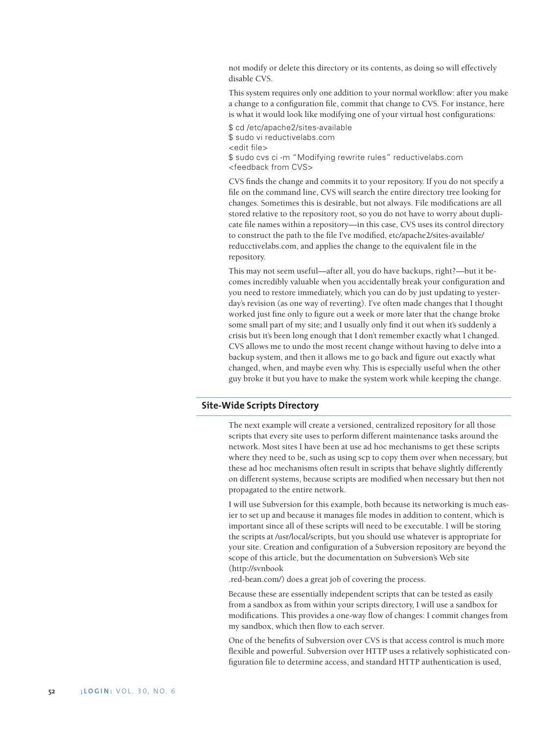not modify or delete this directory or its contents, as doing so will effectively disable CVS.

This system requires only one addition to your normal workflow: after you make a change to a configuration file, commit that change to CVS. For instance, here is what it would look like modifying one of your virtual host configurations:

```
$ cd /etc/apache2/sites-available
$ sudo vi reductivelabs.com
<edit file>
$ sudo cvs ci -m "Modifying rewrite rules" reductivelabs.com
<feedback from CVS>
```

CVS finds the change and commits it to your repository. If you do not specify a file on the command line, CVS will search the entire directory tree looking for changes. Sometimes this is desirable, but not always. File modifications are all stored relative to the repository root, so you do not have to worry about duplicate file names within a repository—in this case, CVS uses its control directory to construct the path to the file I've modified, etc/apache2/sites-available/reducctivelabs.com, and applies the change to the equivalent file in the repository.

This may not seem useful—after all, you do have backups, right?—but it becomes incredibly valuable when you accidentally break your configuration and you need to restore immediately, which you can do by just updating to yesterday's revision (as one way of reverting). I've often made changes that I thought worked just fine only to figure out a week or more later that the change broke some small part of my site; and I usually only find it out when it's suddenly a crisis but it's been long enough that I don't remember exactly what I changed. CVS allows me to undo the most recent change without having to delve into a backup system, and then it allows me to go back and figure out exactly what changed, when, and maybe even why. This is especially useful when the other guy broke it but you have to make the system work while keeping the change.

## Site-Wide Scripts Directory

The next example will create a versioned, centralized repository for all those scripts that every site uses to perform different maintenance tasks around the network. Most sites I have been at use ad hoc mechanisms to get these scripts where they need to be, such as using scp to copy them over when necessary, but these ad hoc mechanisms often result in scripts that behave slightly differently on different systems, because scripts are modified when necessary but then not propagated to the entire network.

I will use Subversion for this example, both because its networking is much easier to set up and because it manages file modes in addition to content, which is important since all of these scripts will need to be executable. I will be storing the scripts at /usr/local/scripts, but you should use whatever is appropriate for your site. Creation and configuration of a Subversion repository are beyond the scope of this article, but the documentation on Subversion's Web site (http://svnbook.red-bean.com/) does a great job of covering the process.

Because these are essentially independent scripts that can be tested as easily from a sandbox as from within your scripts directory, I will use a sandbox for modifications. This provides a one-way flow of changes: I commit changes from my sandbox, which then flow to each server.

One of the benefits of Subversion over CVS is that access control is much more flexible and powerful. Subversion over HTTP uses a relatively sophisticated configuration file to determine access, and standard HTTP authentication is used,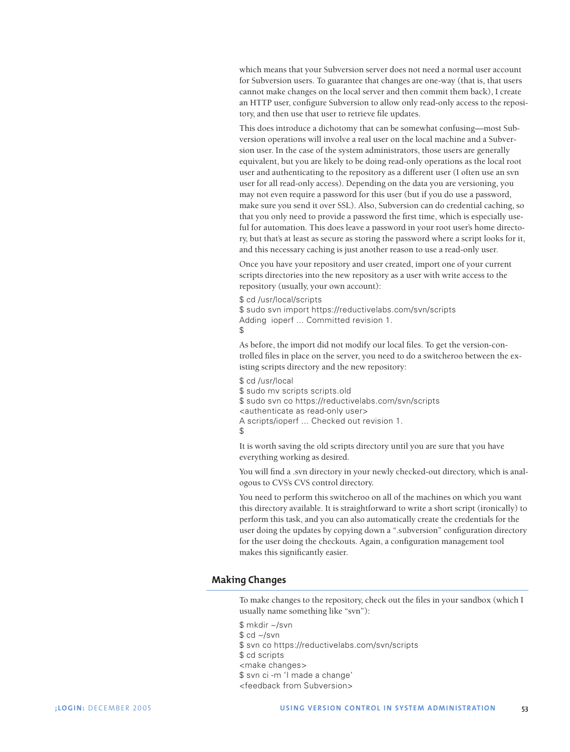which means that your Subversion server does not need a normal user account for Subversion users. To guarantee that changes are one-way (that is, that users cannot make changes on the local server and then commit them back), I create an HTTP user, configure Subversion to allow only read-only access to the repository, and then use that user to retrieve file updates.

This does introduce a dichotomy that can be somewhat confusing—most Subversion operations will involve a real user on the local machine and a Subversion user. In the case of the system administrators, those users are generally equivalent, but you are likely to be doing read-only operations as the local root user and authenticating to the repository as a different user (I often use an svn user for all read-only access). Depending on the data you are versioning, you may not even require a password for this user (but if you do use a password, make sure you send it over SSL). Also, Subversion can do credential caching, so that you only need to provide a password the first time, which is especially useful for automation. This does leave a password in your root user's home directory, but that's at least as secure as storing the password where a script looks for it, and this necessary caching is just another reason to use a read-only user.

Once you have your repository and user created, import one of your current scripts directories into the new repository as a user with write access to the repository (usually, your own account):

```
$ cd /usr/local/scripts
$ sudo svn import https://reductivelabs.com/svn/scripts
Adding  ioperf ... Committed revision 1.
$
```

As before, the import did not modify our local files. To get the version-controlled files in place on the server, you need to do a switcheroo between the existing scripts directory and the new repository:

```
$ cd /usr/local
$ sudo mv scripts scripts.old
$ sudo svn co https://reductivelabs.com/svn/scripts
<authenticate as read-only user>
A scripts/ioperf ... Checked out revision 1.
$
```

It is worth saving the old scripts directory until you are sure that you have everything working as desired.

You will find a .svn directory in your newly checked-out directory, which is analogous to CVS's CVS control directory.

You need to perform this switcheroo on all of the machines on which you want this directory available. It is straightforward to write a short script (ironically) to perform this task, and you can also automatically create the credentials for the user doing the updates by copying down a ".subversion" configuration directory for the user doing the checkouts. Again, a configuration management tool makes this significantly easier.

## Making Changes

To make changes to the repository, check out the files in your sandbox (which I usually name something like "svn"):

```
$ mkdir ~/svn
$ cd ~/svn
$ svn co https://reductivelabs.com/svn/scripts
$ cd scripts
<make changes>
$ svn ci -m 'I made a change'
<feedback from Subversion>
```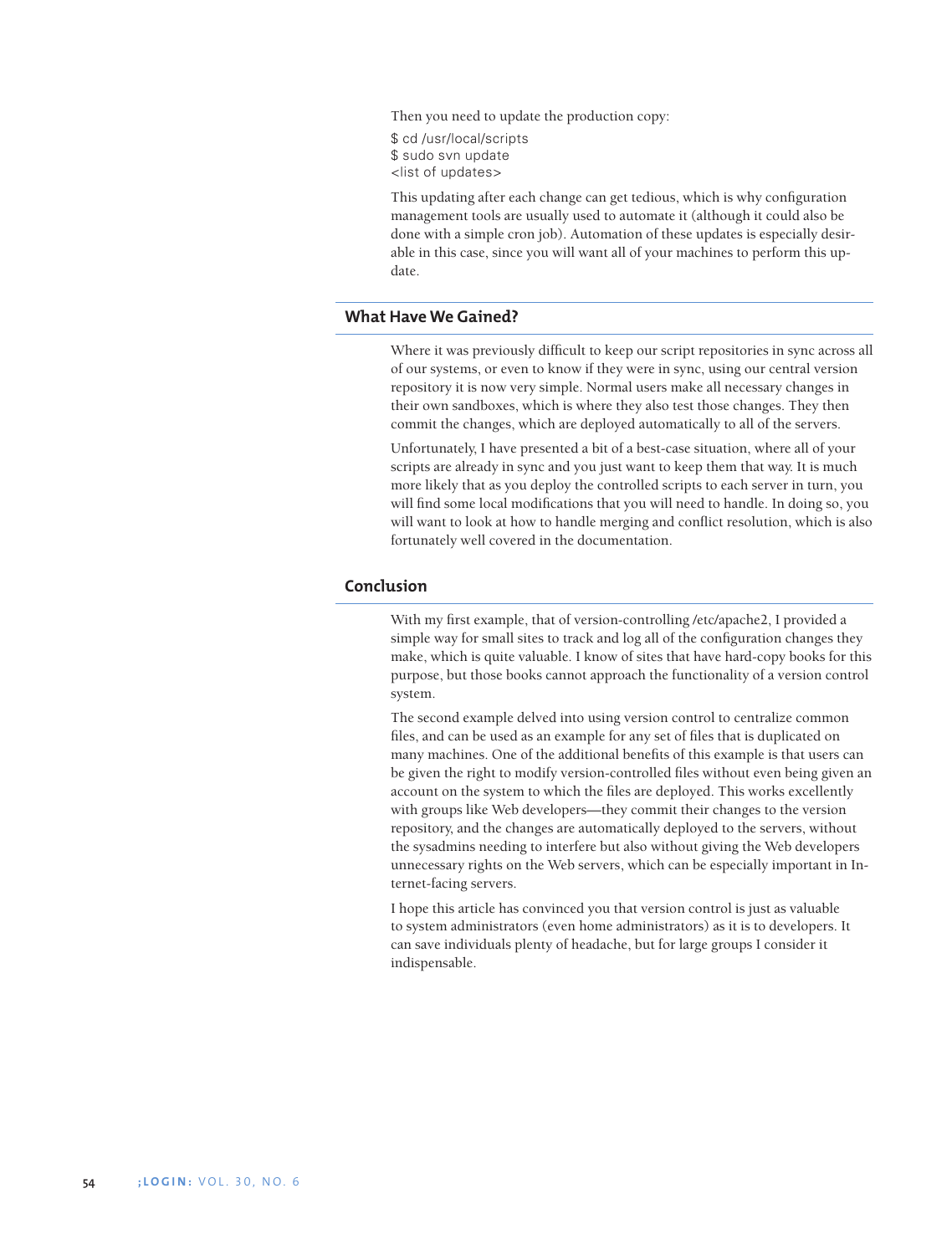Then you need to update the production copy:

```
$ cd /usr/local/scripts
$ sudo svn update
<list of updates>
```

This updating after each change can get tedious, which is why configuration management tools are usually used to automate it (although it could also be done with a simple cron job). Automation of these updates is especially desirable in this case, since you will want all of your machines to perform this update.

## What Have We Gained?

Where it was previously difficult to keep our script repositories in sync across all of our systems, or even to know if they were in sync, using our central version repository it is now very simple. Normal users make all necessary changes in their own sandboxes, which is where they also test those changes. They then commit the changes, which are deployed automatically to all of the servers.

Unfortunately, I have presented a bit of a best-case situation, where all of your scripts are already in sync and you just want to keep them that way. It is much more likely that as you deploy the controlled scripts to each server in turn, you will find some local modifications that you will need to handle. In doing so, you will want to look at how to handle merging and conflict resolution, which is also fortunately well covered in the documentation.

## Conclusion

With my first example, that of version-controlling /etc/apache2, I provided a simple way for small sites to track and log all of the configuration changes they make, which is quite valuable. I know of sites that have hard-copy books for this purpose, but those books cannot approach the functionality of a version control system.

The second example delved into using version control to centralize common files, and can be used as an example for any set of files that is duplicated on many machines. One of the additional benefits of this example is that users can be given the right to modify version-controlled files without even being given an account on the system to which the files are deployed. This works excellently with groups like Web developers—they commit their changes to the version repository, and the changes are automatically deployed to the servers, without the sysadmins needing to interfere but also without giving the Web developers unnecessary rights on the Web servers, which can be especially important in Internet-facing servers.

I hope this article has convinced you that version control is just as valuable to system administrators (even home administrators) as it is to developers. It can save individuals plenty of headache, but for large groups I consider it indispensable.